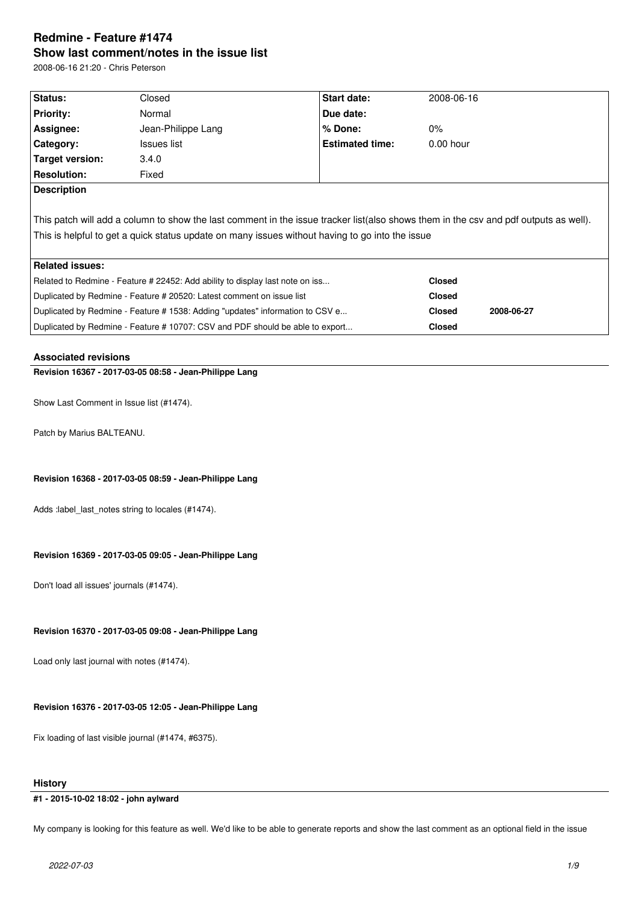# Redmine - Feature #1474

## Show last comment/notes in the issue list

2008-06-16 21:20 - Chris Peterson

| Status: | Closed | Start date: | 2008-06-16 |
|---|---|---|---|
| Priority: | Normal | Due date: | |
| Assignee: | Jean-Philippe Lang | % Done: | 0% |
| Category: | Issues list | Estimated time: | 0.00 hour |
| Target version: | 3.4.0 | | |
| Resolution: | Fixed | | |

**Description**

This patch will add a column to show the last comment in the issue tracker list(also shows them in the csv and pdf outputs as well). This is helpful to get a quick status update on many issues without having to go into the issue

**Related issues:**

| | | |
|---|---|---|
| Related to Redmine - Feature # 22452: Add ability to display last note on iss... | **Closed** | |
| Duplicated by Redmine - Feature # 20520: Latest comment on issue list | **Closed** | |
| Duplicated by Redmine - Feature # 1538: Adding "updates" information to CSV e... | **Closed** | **2008-06-27** |
| Duplicated by Redmine - Feature # 10707: CSV and PDF should be able to export... | **Closed** | |

### Associated revisions

**Revision 16367 - 2017-03-05 08:58 - Jean-Philippe Lang**

Show Last Comment in Issue list (#1474).

Patch by Marius BALTEANU.

**Revision 16368 - 2017-03-05 08:59 - Jean-Philippe Lang**

Adds :label_last_notes string to locales (#1474).

**Revision 16369 - 2017-03-05 09:05 - Jean-Philippe Lang**

Don't load all issues' journals (#1474).

**Revision 16370 - 2017-03-05 09:08 - Jean-Philippe Lang**

Load only last journal with notes (#1474).

**Revision 16376 - 2017-03-05 12:05 - Jean-Philippe Lang**

Fix loading of last visible journal (#1474, #6375).

### History

**#1 - 2015-10-02 18:02 - john aylward**

My company is looking for this feature as well. We'd like to be able to generate reports and show the last comment as an optional field in the issue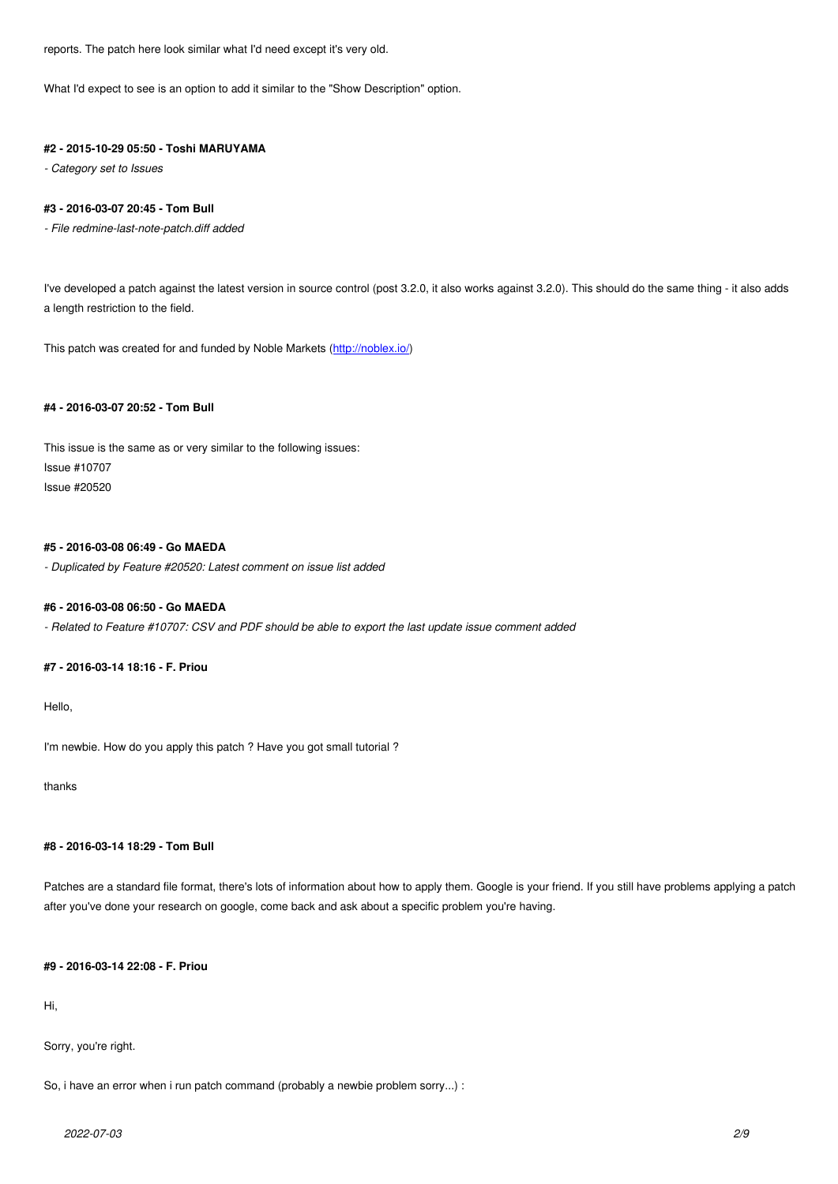reports. The patch here look similar what I'd need except it's very old.

What I'd expect to see is an option to add it similar to the "Show Description" option.

#### #2 - 2015-10-29 05:50 - Toshi MARUYAMA

*- Category set to Issues*

#### #3 - 2016-03-07 20:45 - Tom Bull

*- File redmine-last-note-patch.diff added*

I've developed a patch against the latest version in source control (post 3.2.0, it also works against 3.2.0). This should do the same thing - it also adds a length restriction to the field.

This patch was created for and funded by Noble Markets (http://noblex.io/)

#### #4 - 2016-03-07 20:52 - Tom Bull

This issue is the same as or very similar to the following issues:
Issue #10707
Issue #20520

#### #5 - 2016-03-08 06:49 - Go MAEDA

*- Duplicated by Feature #20520: Latest comment on issue list added*

#### #6 - 2016-03-08 06:50 - Go MAEDA

*- Related to Feature #10707: CSV and PDF should be able to export the last update issue comment added*

#### #7 - 2016-03-14 18:16 - F. Priou

Hello,

I'm newbie. How do you apply this patch ? Have you got small tutorial ?

thanks

#### #8 - 2016-03-14 18:29 - Tom Bull

Patches are a standard file format, there's lots of information about how to apply them. Google is your friend. If you still have problems applying a patch after you've done your research on google, come back and ask about a specific problem you're having.

#### #9 - 2016-03-14 22:08 - F. Priou

Hi,

Sorry, you're right.

So, i have an error when i run patch command (probably a newbie problem sorry...) :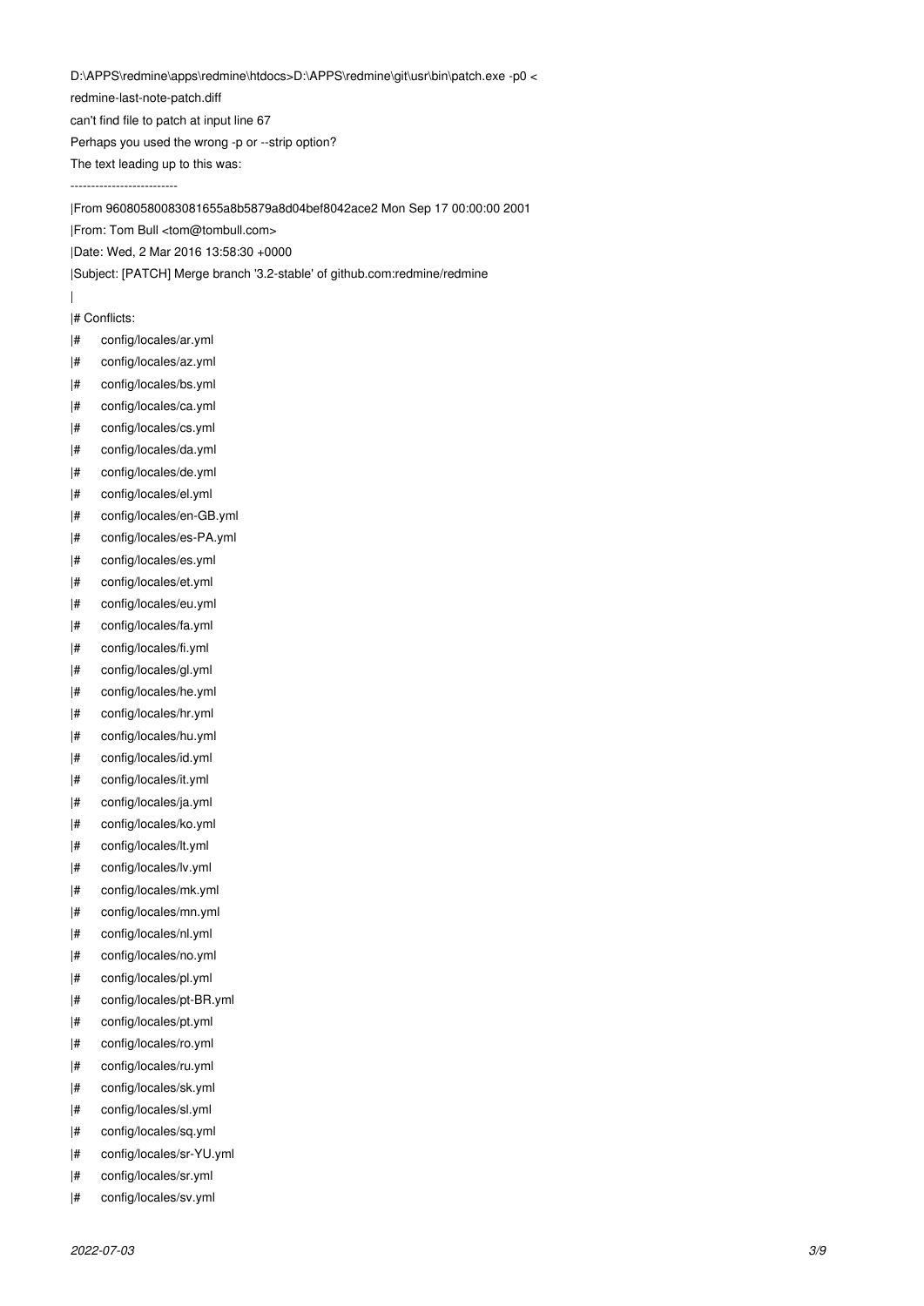```
D:\APPS\redmine\apps\redmine\htdocs>D:\APPS\redmine\git\usr\bin\patch.exe -p0 <
redmine-last-note-patch.diff
can't find file to patch at input line 67
Perhaps you used the wrong -p or --strip option?
The text leading up to this was:
--------------------------
|From 96080580083081655a8b5879a8d04bef8042ace2 Mon Sep 17 00:00:00 2001
|From: Tom Bull <tom@tombull.com>
|Date: Wed, 2 Mar 2016 13:58:30 +0000
|Subject: [PATCH] Merge branch '3.2-stable' of github.com:redmine/redmine
|
|# Conflicts:
|#      config/locales/ar.yml
|#      config/locales/az.yml
|#      config/locales/bs.yml
|#      config/locales/ca.yml
|#      config/locales/cs.yml
|#      config/locales/da.yml
|#      config/locales/de.yml
|#      config/locales/el.yml
|#      config/locales/en-GB.yml
|#      config/locales/es-PA.yml
|#      config/locales/es.yml
|#      config/locales/et.yml
|#      config/locales/eu.yml
|#      config/locales/fa.yml
|#      config/locales/fi.yml
|#      config/locales/gl.yml
|#      config/locales/he.yml
|#      config/locales/hr.yml
|#      config/locales/hu.yml
|#      config/locales/id.yml
|#      config/locales/it.yml
|#      config/locales/ja.yml
|#      config/locales/ko.yml
|#      config/locales/lt.yml
|#      config/locales/lv.yml
|#      config/locales/mk.yml
|#      config/locales/mn.yml
|#      config/locales/nl.yml
|#      config/locales/no.yml
|#      config/locales/pl.yml
|#      config/locales/pt-BR.yml
|#      config/locales/pt.yml
|#      config/locales/ro.yml
|#      config/locales/ru.yml
|#      config/locales/sk.yml
|#      config/locales/sl.yml
|#      config/locales/sq.yml
|#      config/locales/sr-YU.yml
|#      config/locales/sr.yml
|#      config/locales/sv.yml
```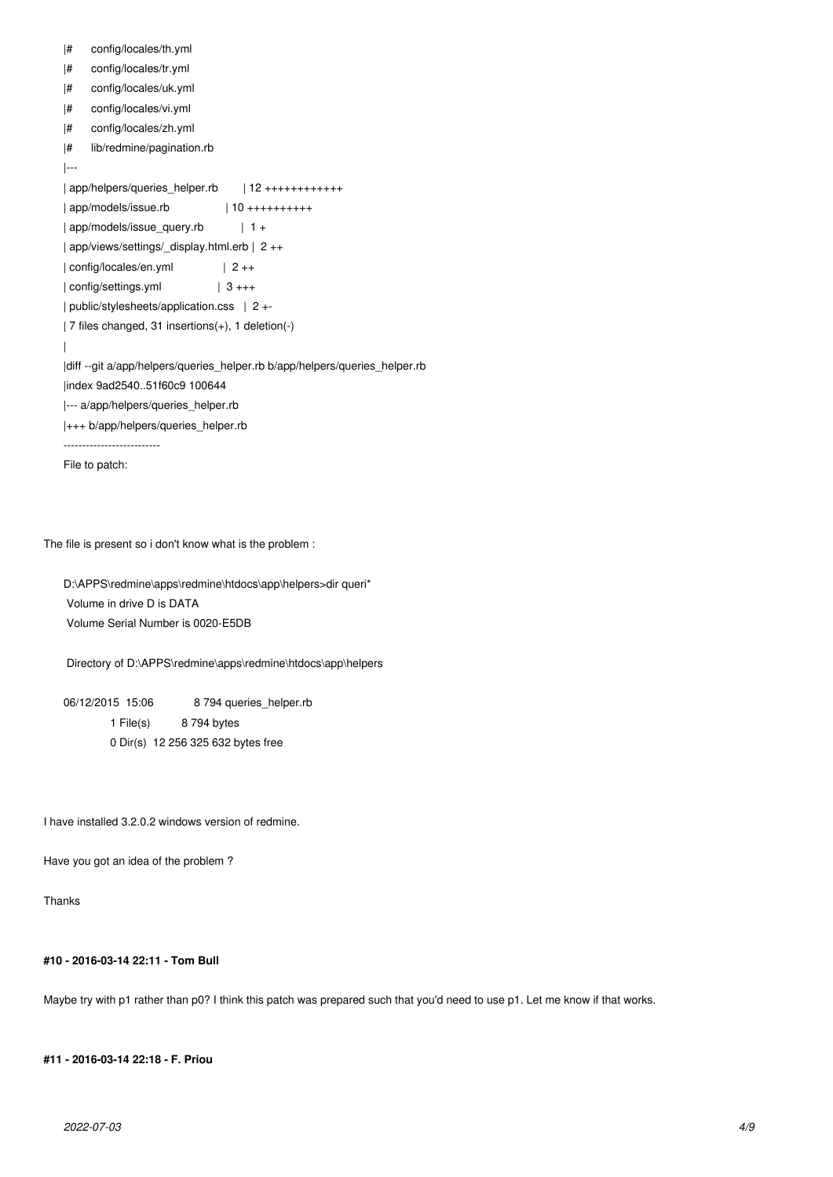```
|#      config/locales/th.yml
|#      config/locales/tr.yml
|#      config/locales/uk.yml
|#      config/locales/vi.yml
|#      config/locales/zh.yml
|#      lib/redmine/pagination.rb
|---
| app/helpers/queries_helper.rb        | 12 ++++++++++++
| app/models/issue.rb                  | 10 ++++++++++
| app/models/issue_query.rb            |  1 +
| app/views/settings/_display.html.erb |  2 ++
| config/locales/en.yml                |  2 ++
| config/settings.yml                  |  3 +++
| public/stylesheets/application.css   |  2 +-
| 7 files changed, 31 insertions(+), 1 deletion(-)
|
|diff --git a/app/helpers/queries_helper.rb b/app/helpers/queries_helper.rb
|index 9ad2540..51f60c9 100644
|--- a/app/helpers/queries_helper.rb
|+++ b/app/helpers/queries_helper.rb
--------------------------
File to patch:
```

The file is present so i don't know what is the problem :

```
D:\APPS\redmine\apps\redmine\htdocs\app\helpers>dir queri*
 Volume in drive D is DATA
 Volume Serial Number is 0020-E5DB

 Directory of D:\APPS\redmine\apps\redmine\htdocs\app\helpers

06/12/2015  15:06             8 794 queries_helper.rb
               1 File(s)          8 794 bytes
               0 Dir(s)  12 256 325 632 bytes free
```

I have installed 3.2.0.2 windows version of redmine.

Have you got an idea of the problem ?

Thanks

#### #10 - 2016-03-14 22:11 - Tom Bull

Maybe try with p1 rather than p0? I think this patch was prepared such that you'd need to use p1. Let me know if that works.

#### #11 - 2016-03-14 22:18 - F. Priou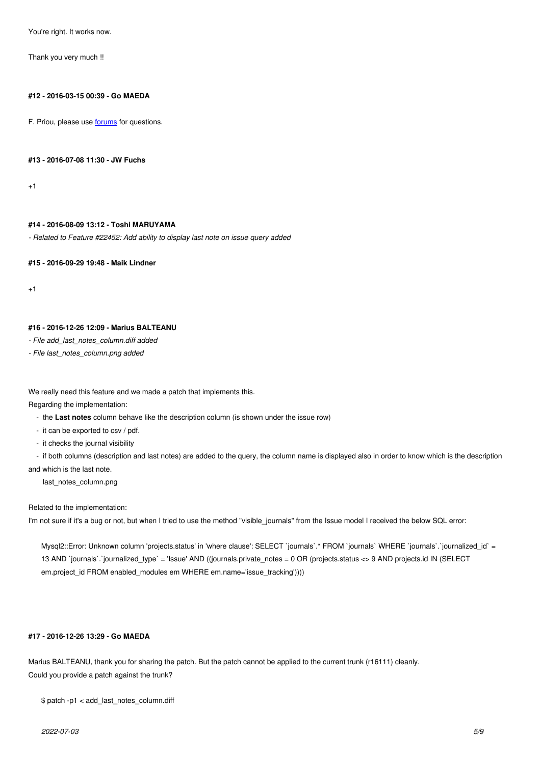You're right. It works now.

Thank you very much !!

#### #12 - 2016-03-15 00:39 - Go MAEDA

F. Priou, please use forums for questions.

#### #13 - 2016-07-08 11:30 - JW Fuchs

+1

#### #14 - 2016-08-09 13:12 - Toshi MARUYAMA

*- Related to Feature #22452: Add ability to display last note on issue query added*

#### #15 - 2016-09-29 19:48 - Maik Lindner

+1

#### #16 - 2016-12-26 12:09 - Marius BALTEANU

*- File add_last_notes_column.diff added*

*- File last_notes_column.png added*

We really need this feature and we made a patch that implements this.

Regarding the implementation:

- the **Last notes** column behave like the description column (is shown under the issue row)
- it can be exported to csv / pdf.
- it checks the journal visibility
- if both columns (description and last notes) are added to the query, the column name is displayed also in order to know which is the description and which is the last note.

last_notes_column.png

Related to the implementation:

I'm not sure if it's a bug or not, but when I tried to use the method "visible_journals" from the Issue model I received the below SQL error:

```
Mysql2::Error: Unknown column 'projects.status' in 'where clause': SELECT `journals`.* FROM `journals` WHERE `journals`.`journalized_id` = 13 AND `journals`.`journalized_type` = 'Issue' AND ((journals.private_notes = 0 OR (projects.status <> 9 AND projects.id IN (SELECT em.project_id FROM enabled_modules em WHERE em.name='issue_tracking'))))
```

#### #17 - 2016-12-26 13:29 - Go MAEDA

Marius BALTEANU, thank you for sharing the patch. But the patch cannot be applied to the current trunk (r16111) cleanly.
Could you provide a patch against the trunk?

```
$ patch -p1 < add_last_notes_column.diff
```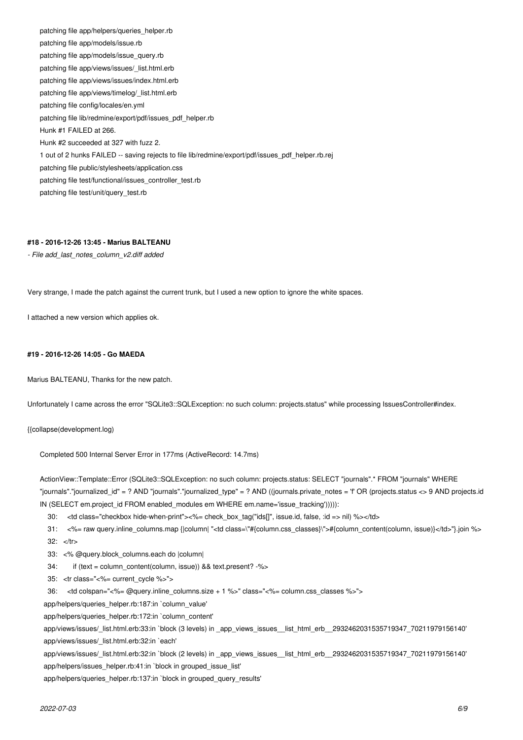```
patching file app/helpers/queries_helper.rb
patching file app/models/issue.rb
patching file app/models/issue_query.rb
patching file app/views/issues/_list.html.erb
patching file app/views/issues/index.html.erb
patching file app/views/timelog/_list.html.erb
patching file config/locales/en.yml
patching file lib/redmine/export/pdf/issues_pdf_helper.rb
Hunk #1 FAILED at 266.
Hunk #2 succeeded at 327 with fuzz 2.
1 out of 2 hunks FAILED -- saving rejects to file lib/redmine/export/pdf/issues_pdf_helper.rb.rej
patching file public/stylesheets/application.css
patching file test/functional/issues_controller_test.rb
patching file test/unit/query_test.rb
```

#### #18 - 2016-12-26 13:45 - Marius BALTEANU

*- File add_last_notes_column_v2.diff added*

Very strange, I made the patch against the current trunk, but I used a new option to ignore the white spaces.

I attached a new version which applies ok.

#### #19 - 2016-12-26 14:05 - Go MAEDA

Marius BALTEANU, Thanks for the new patch.

Unfortunately I came across the error "SQLite3::SQLException: no such column: projects.status" while processing IssuesController#index.

{{collapse(development.log)

```
Completed 500 Internal Server Error in 177ms (ActiveRecord: 14.7ms)

ActionView::Template::Error (SQLite3::SQLException: no such column: projects.status: SELECT "journals".* FROM "journals" WHERE "journals"."journalized_id" = ? AND "journals"."journalized_type" = ? AND ((journals.private_notes = 'f' OR (projects.status <> 9 AND projects.id IN (SELECT em.project_id FROM enabled_modules em WHERE em.name='issue_tracking'))))):
    30:     <td class="checkbox hide-when-print"><%= check_box_tag("ids[]", issue.id, false, :id => nil) %></td>
    31:     <%= raw query.inline_columns.map {|column| "<td class=\"#{column.css_classes}\">#{column_content(column, issue)}</td>"}.join %>
    32:   </tr>
    33:   <% @query.block_columns.each do |column|
    34:        if (text = column_content(column, issue)) && text.present? -%>
    35:   <tr class="<%= current_cycle %>">
    36:     <td colspan="<%= @query.inline_columns.size + 1 %>" class="<%= column.css_classes %>">
  app/helpers/queries_helper.rb:187:in `column_value'
  app/helpers/queries_helper.rb:172:in `column_content'
  app/views/issues/_list.html.erb:33:in `block (3 levels) in _app_views_issues__list_html_erb__2932462031535719347_70211979156140'
  app/views/issues/_list.html.erb:32:in `each'
  app/views/issues/_list.html.erb:32:in `block (2 levels) in _app_views_issues__list_html_erb__2932462031535719347_70211979156140'
  app/helpers/issues_helper.rb:41:in `block in grouped_issue_list'
  app/helpers/queries_helper.rb:137:in `block in grouped_query_results'
```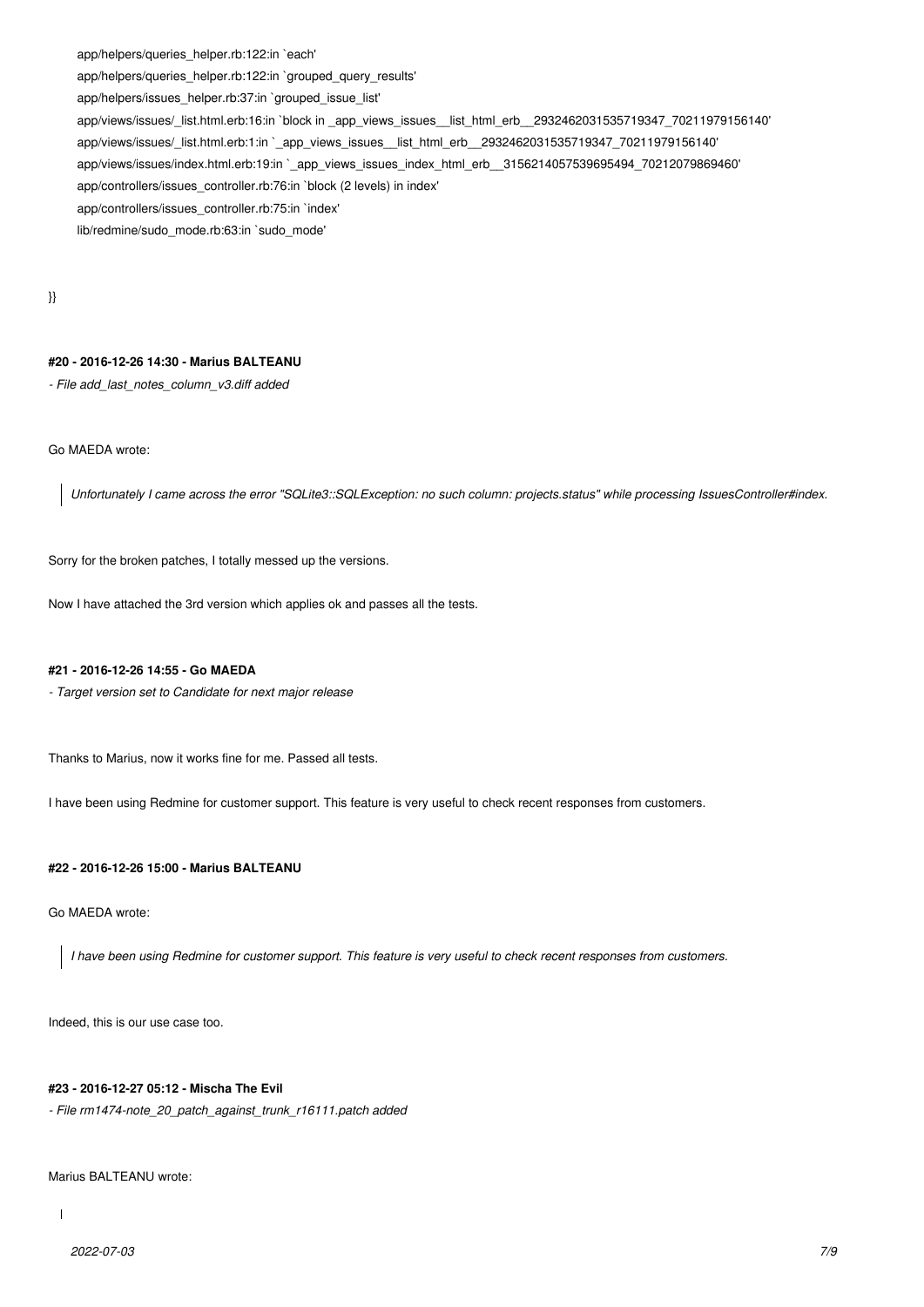```
app/helpers/queries_helper.rb:122:in `each'
app/helpers/queries_helper.rb:122:in `grouped_query_results'
app/helpers/issues_helper.rb:37:in `grouped_issue_list'
app/views/issues/_list.html.erb:16:in `block in _app_views_issues__list_html_erb__2932462031535719347_70211979156140'
app/views/issues/_list.html.erb:1:in `_app_views_issues__list_html_erb__2932462031535719347_70211979156140'
app/views/issues/index.html.erb:19:in `_app_views_issues_index_html_erb__3156214057539695494_70212079869460'
app/controllers/issues_controller.rb:76:in `block (2 levels) in index'
app/controllers/issues_controller.rb:75:in `index'
lib/redmine/sudo_mode.rb:63:in `sudo_mode'
```

}}

#### #20 - 2016-12-26 14:30 - Marius BALTEANU

*- File add_last_notes_column_v3.diff added*

Go MAEDA wrote:

> *Unfortunately I came across the error "SQLite3::SQLException: no such column: projects.status" while processing IssuesController#index.*

Sorry for the broken patches, I totally messed up the versions.

Now I have attached the 3rd version which applies ok and passes all the tests.

#### #21 - 2016-12-26 14:55 - Go MAEDA

*- Target version set to Candidate for next major release*

Thanks to Marius, now it works fine for me. Passed all tests.

I have been using Redmine for customer support. This feature is very useful to check recent responses from customers.

#### #22 - 2016-12-26 15:00 - Marius BALTEANU

Go MAEDA wrote:

> *I have been using Redmine for customer support. This feature is very useful to check recent responses from customers.*

Indeed, this is our use case too.

#### #23 - 2016-12-27 05:12 - Mischa The Evil

*- File rm1474-note_20_patch_against_trunk_r16111.patch added*

Marius BALTEANU wrote: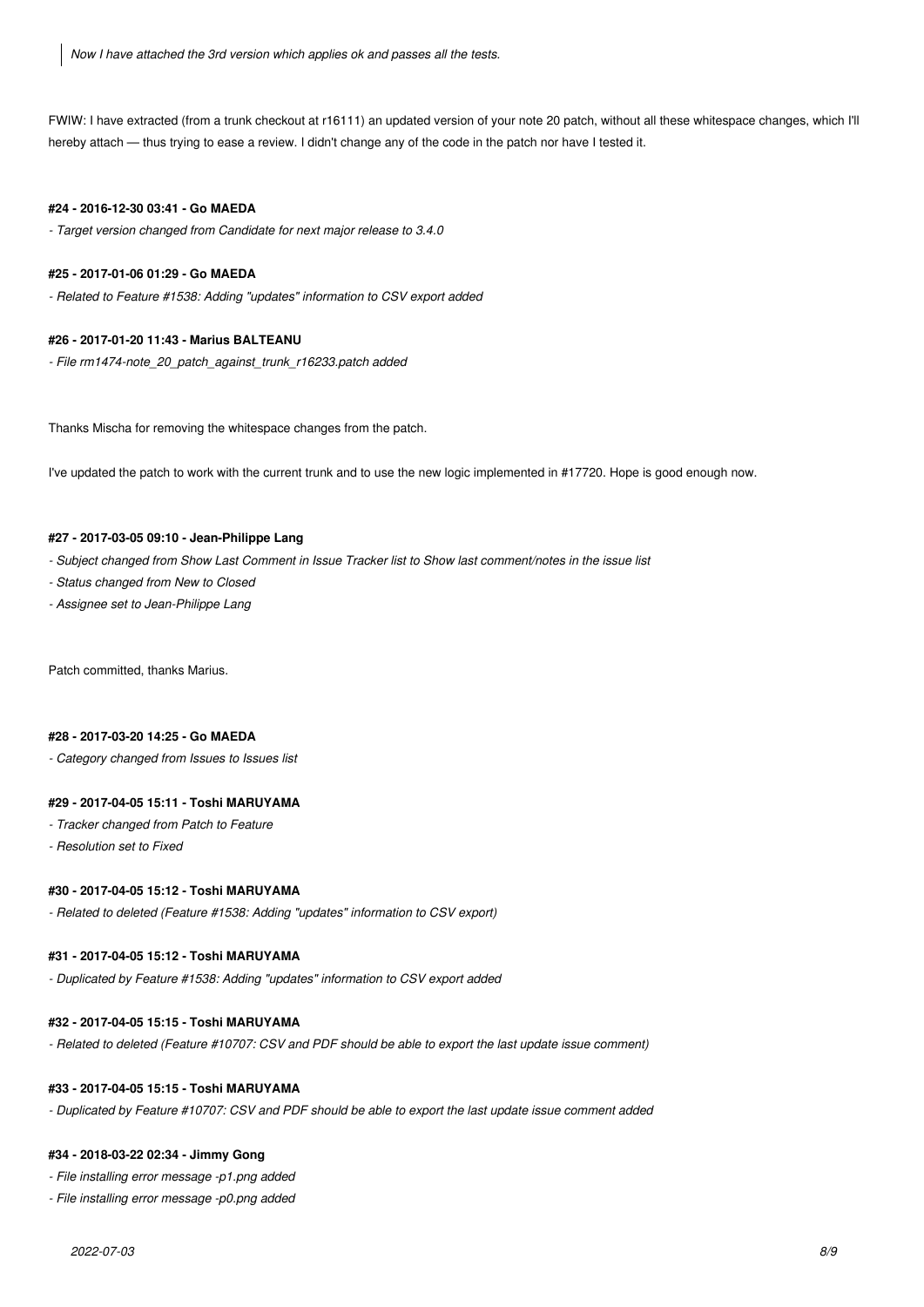> *Now I have attached the 3rd version which applies ok and passes all the tests.*

FWIW: I have extracted (from a trunk checkout at r16111) an updated version of your note 20 patch, without all these whitespace changes, which I'll hereby attach — thus trying to ease a review. I didn't change any of the code in the patch nor have I tested it.

#### #24 - 2016-12-30 03:41 - Go MAEDA

*- Target version changed from Candidate for next major release to 3.4.0*

#### #25 - 2017-01-06 01:29 - Go MAEDA

*- Related to Feature #1538: Adding "updates" information to CSV export added*

#### #26 - 2017-01-20 11:43 - Marius BALTEANU

*- File rm1474-note_20_patch_against_trunk_r16233.patch added*

Thanks Mischa for removing the whitespace changes from the patch.

I've updated the patch to work with the current trunk and to use the new logic implemented in #17720. Hope is good enough now.

#### #27 - 2017-03-05 09:10 - Jean-Philippe Lang

*- Subject changed from Show Last Comment in Issue Tracker list to Show last comment/notes in the issue list*

*- Status changed from New to Closed*

*- Assignee set to Jean-Philippe Lang*

Patch committed, thanks Marius.

#### #28 - 2017-03-20 14:25 - Go MAEDA

*- Category changed from Issues to Issues list*

#### #29 - 2017-04-05 15:11 - Toshi MARUYAMA

*- Tracker changed from Patch to Feature*

*- Resolution set to Fixed*

#### #30 - 2017-04-05 15:12 - Toshi MARUYAMA

*- Related to deleted (Feature #1538: Adding "updates" information to CSV export)*

#### #31 - 2017-04-05 15:12 - Toshi MARUYAMA

*- Duplicated by Feature #1538: Adding "updates" information to CSV export added*

#### #32 - 2017-04-05 15:15 - Toshi MARUYAMA

*- Related to deleted (Feature #10707: CSV and PDF should be able to export the last update issue comment)*

#### #33 - 2017-04-05 15:15 - Toshi MARUYAMA

*- Duplicated by Feature #10707: CSV and PDF should be able to export the last update issue comment added*

#### #34 - 2018-03-22 02:34 - Jimmy Gong

*- File installing error message -p1.png added*

*- File installing error message -p0.png added*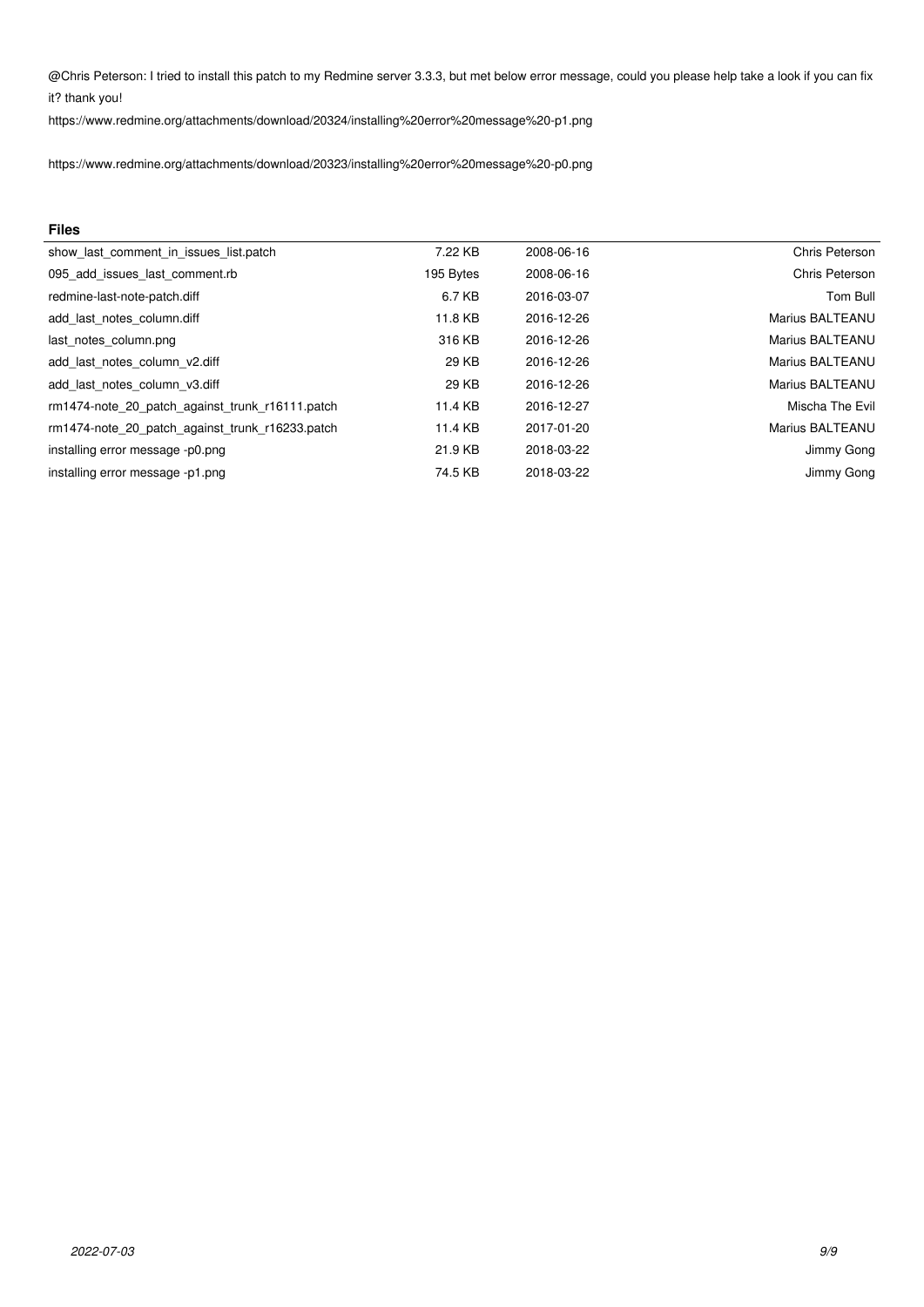@Chris Peterson: I tried to install this patch to my Redmine server 3.3.3, but met below error message, could you please help take a look if you can fix it? thank you!

https://www.redmine.org/attachments/download/20324/installing%20error%20message%20-p1.png

https://www.redmine.org/attachments/download/20323/installing%20error%20message%20-p0.png

**Files**

| | | | |
|---|---|---|---|
| show_last_comment_in_issues_list.patch | 7.22 KB | 2008-06-16 | Chris Peterson |
| 095_add_issues_last_comment.rb | 195 Bytes | 2008-06-16 | Chris Peterson |
| redmine-last-note-patch.diff | 6.7 KB | 2016-03-07 | Tom Bull |
| add_last_notes_column.diff | 11.8 KB | 2016-12-26 | Marius BALTEANU |
| last_notes_column.png | 316 KB | 2016-12-26 | Marius BALTEANU |
| add_last_notes_column_v2.diff | 29 KB | 2016-12-26 | Marius BALTEANU |
| add_last_notes_column_v3.diff | 29 KB | 2016-12-26 | Marius BALTEANU |
| rm1474-note_20_patch_against_trunk_r16111.patch | 11.4 KB | 2016-12-27 | Mischa The Evil |
| rm1474-note_20_patch_against_trunk_r16233.patch | 11.4 KB | 2017-01-20 | Marius BALTEANU |
| installing error message -p0.png | 21.9 KB | 2018-03-22 | Jimmy Gong |
| installing error message -p1.png | 74.5 KB | 2018-03-22 | Jimmy Gong |